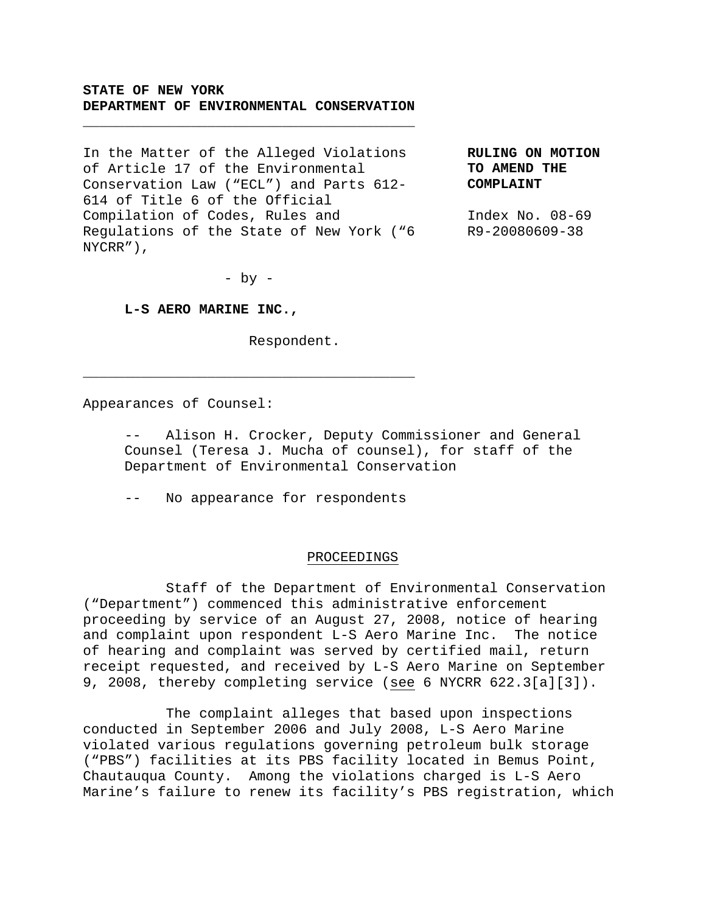**STATE OF NEW YORK**
**DEPARTMENT OF ENVIRONMENTAL CONSERVATION**

---

In the Matter of the Alleged Violations of Article 17 of the Environmental Conservation Law ("ECL") and Parts 612-614 of Title 6 of the Official Compilation of Codes, Rules and Regulations of the State of New York ("6 NYCRR"),

- by -

**L-S AERO MARINE INC.,**

Respondent.

---

**RULING ON MOTION TO AMEND THE COMPLAINT**

Index No. 08-69
R9-20080609-38

Appearances of Counsel:

-- Alison H. Crocker, Deputy Commissioner and General Counsel (Teresa J. Mucha of counsel), for staff of the Department of Environmental Conservation

-- No appearance for respondents

## PROCEEDINGS

Staff of the Department of Environmental Conservation ("Department") commenced this administrative enforcement proceeding by service of an August 27, 2008, notice of hearing and complaint upon respondent L-S Aero Marine Inc. The notice of hearing and complaint was served by certified mail, return receipt requested, and received by L-S Aero Marine on September 9, 2008, thereby completing service (see 6 NYCRR 622.3[a][3]).

The complaint alleges that based upon inspections conducted in September 2006 and July 2008, L-S Aero Marine violated various regulations governing petroleum bulk storage ("PBS") facilities at its PBS facility located in Bemus Point, Chautauqua County. Among the violations charged is L-S Aero Marine's failure to renew its facility's PBS registration, which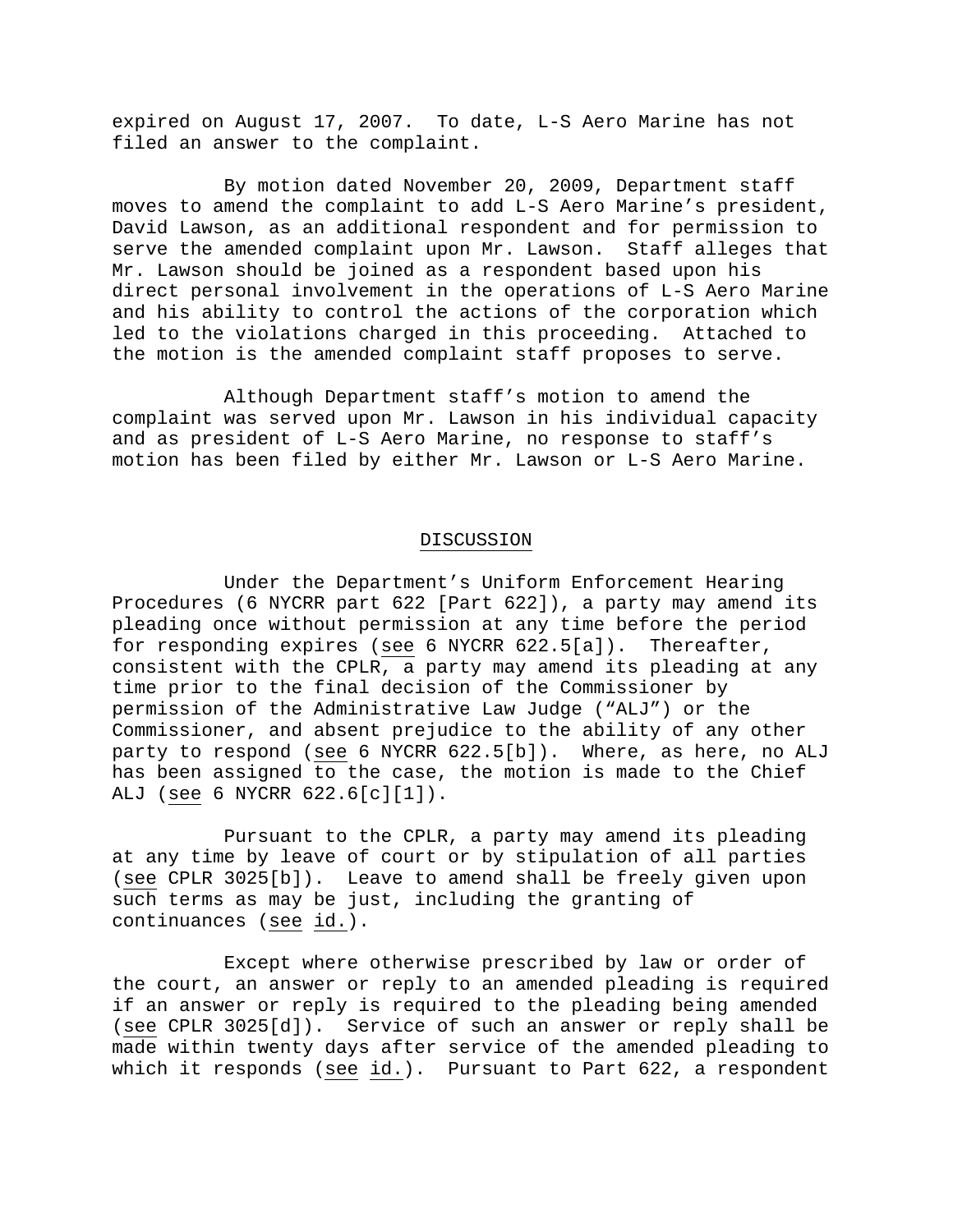expired on August 17, 2007. To date, L-S Aero Marine has not filed an answer to the complaint.

By motion dated November 20, 2009, Department staff moves to amend the complaint to add L-S Aero Marine's president, David Lawson, as an additional respondent and for permission to serve the amended complaint upon Mr. Lawson. Staff alleges that Mr. Lawson should be joined as a respondent based upon his direct personal involvement in the operations of L-S Aero Marine and his ability to control the actions of the corporation which led to the violations charged in this proceeding. Attached to the motion is the amended complaint staff proposes to serve.

Although Department staff's motion to amend the complaint was served upon Mr. Lawson in his individual capacity and as president of L-S Aero Marine, no response to staff's motion has been filed by either Mr. Lawson or L-S Aero Marine.

## DISCUSSION

Under the Department's Uniform Enforcement Hearing Procedures (6 NYCRR part 622 [Part 622]), a party may amend its pleading once without permission at any time before the period for responding expires (see 6 NYCRR 622.5[a]). Thereafter, consistent with the CPLR, a party may amend its pleading at any time prior to the final decision of the Commissioner by permission of the Administrative Law Judge ("ALJ") or the Commissioner, and absent prejudice to the ability of any other party to respond (see 6 NYCRR 622.5[b]). Where, as here, no ALJ has been assigned to the case, the motion is made to the Chief ALJ (see 6 NYCRR 622.6[c][1]).

Pursuant to the CPLR, a party may amend its pleading at any time by leave of court or by stipulation of all parties (see CPLR 3025[b]). Leave to amend shall be freely given upon such terms as may be just, including the granting of continuances (see id.).

Except where otherwise prescribed by law or order of the court, an answer or reply to an amended pleading is required if an answer or reply is required to the pleading being amended (see CPLR 3025[d]). Service of such an answer or reply shall be made within twenty days after service of the amended pleading to which it responds (see id.). Pursuant to Part 622, a respondent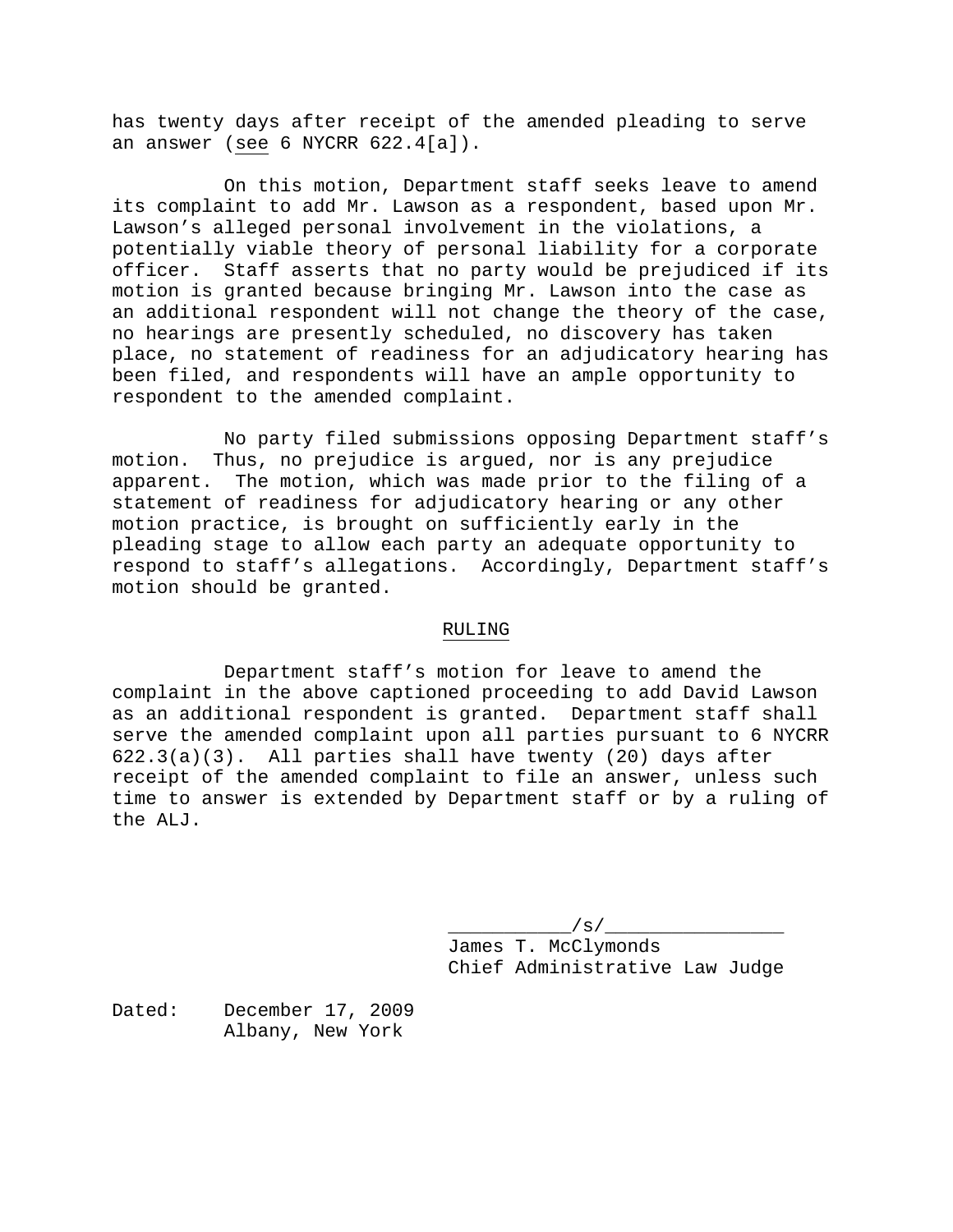has twenty days after receipt of the amended pleading to serve an answer (see 6 NYCRR 622.4[a]).

On this motion, Department staff seeks leave to amend its complaint to add Mr. Lawson as a respondent, based upon Mr. Lawson's alleged personal involvement in the violations, a potentially viable theory of personal liability for a corporate officer. Staff asserts that no party would be prejudiced if its motion is granted because bringing Mr. Lawson into the case as an additional respondent will not change the theory of the case, no hearings are presently scheduled, no discovery has taken place, no statement of readiness for an adjudicatory hearing has been filed, and respondents will have an ample opportunity to respondent to the amended complaint.

No party filed submissions opposing Department staff's motion. Thus, no prejudice is argued, nor is any prejudice apparent. The motion, which was made prior to the filing of a statement of readiness for adjudicatory hearing or any other motion practice, is brought on sufficiently early in the pleading stage to allow each party an adequate opportunity to respond to staff's allegations. Accordingly, Department staff's motion should be granted.

## RULING

Department staff's motion for leave to amend the complaint in the above captioned proceeding to add David Lawson as an additional respondent is granted. Department staff shall serve the amended complaint upon all parties pursuant to 6 NYCRR 622.3(a)(3). All parties shall have twenty (20) days after receipt of the amended complaint to file an answer, unless such time to answer is extended by Department staff or by a ruling of the ALJ.

/s/
James T. McClymonds
Chief Administrative Law Judge

Dated: December 17, 2009
Albany, New York